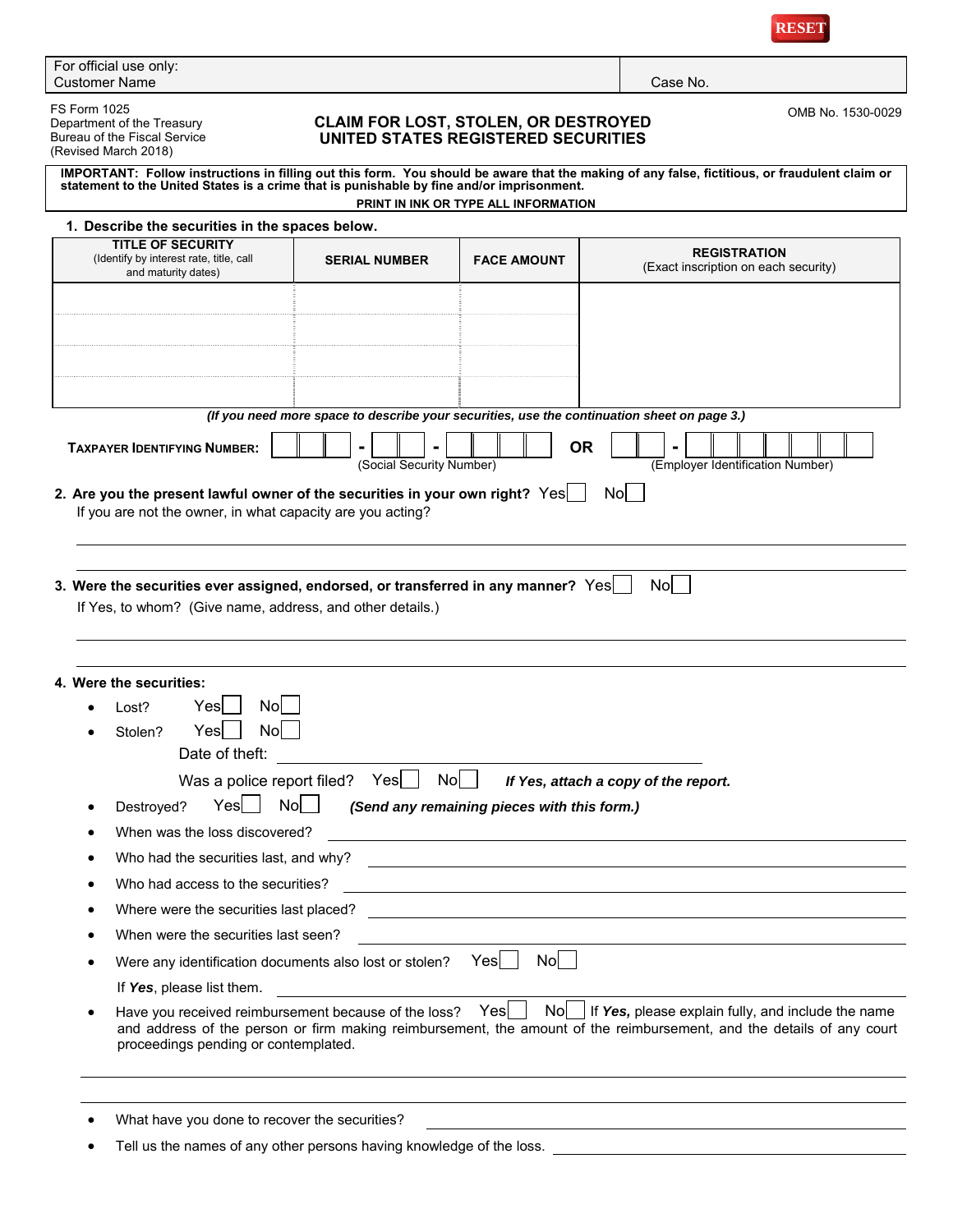RESET

| For official use only: Customer Name | Case No. |
| --- | --- |

FS Form 1025
Department of the Treasury
Bureau of the Fiscal Service
(Revised March 2018)

OMB No. 1530-0029

# CLAIM FOR LOST, STOLEN, OR DESTROYED UNITED STATES REGISTERED SECURITIES

**IMPORTANT: Follow instructions in filling out this form. You should be aware that the making of any false, fictitious, or fraudulent claim or statement to the United States is a crime that is punishable by fine and/or imprisonment.**

**PRINT IN INK OR TYPE ALL INFORMATION**

**1. Describe the securities in the spaces below.**

| TITLE OF SECURITY (Identify by interest rate, title, call and maturity dates) | SERIAL NUMBER | FACE AMOUNT | REGISTRATION (Exact inscription on each security) |
| --- | --- | --- | --- |
| | | | |
| | | | |
| | | | |
| | | | |

***(If you need more space to describe your securities, use the continuation sheet on page 3.)***

**TAXPAYER IDENTIFYING NUMBER:** ___ - __ - ____ (Social Security Number) **OR** __ - _______ (Employer Identification Number)

**2. Are you the present lawful owner of the securities in your own right?** Yes ☐ No ☐

If you are not the owner, in what capacity are you acting?

______________________________________________

______________________________________________

**3. Were the securities ever assigned, endorsed, or transferred in any manner?** Yes ☐ No ☐

If Yes, to whom? (Give name, address, and other details.)

______________________________________________

______________________________________________

**4. Were the securities:**

- Lost? Yes ☐ No ☐
- Stolen? Yes ☐ No ☐

  Date of theft: ______________________

  Was a police report filed? Yes ☐ No ☐ ***If Yes, attach a copy of the report.***
- Destroyed? Yes ☐ No ☐ ***(Send any remaining pieces with this form.)***
- When was the loss discovered? ______________________
- Who had the securities last, and why? ______________________
- Who had access to the securities? ______________________
- Where were the securities last placed? ______________________
- When were the securities last seen? ______________________
- Were any identification documents also lost or stolen? Yes ☐ No ☐

  If ***Yes***, please list them. ______________________
- Have you received reimbursement because of the loss? Yes ☐ No ☐ If ***Yes,*** please explain fully, and include the name and address of the person or firm making reimbursement, the amount of the reimbursement, and the details of any court proceedings pending or contemplated.

  ______________________________________________

  ______________________________________________
- What have you done to recover the securities? ______________________
- Tell us the names of any other persons having knowledge of the loss. ______________________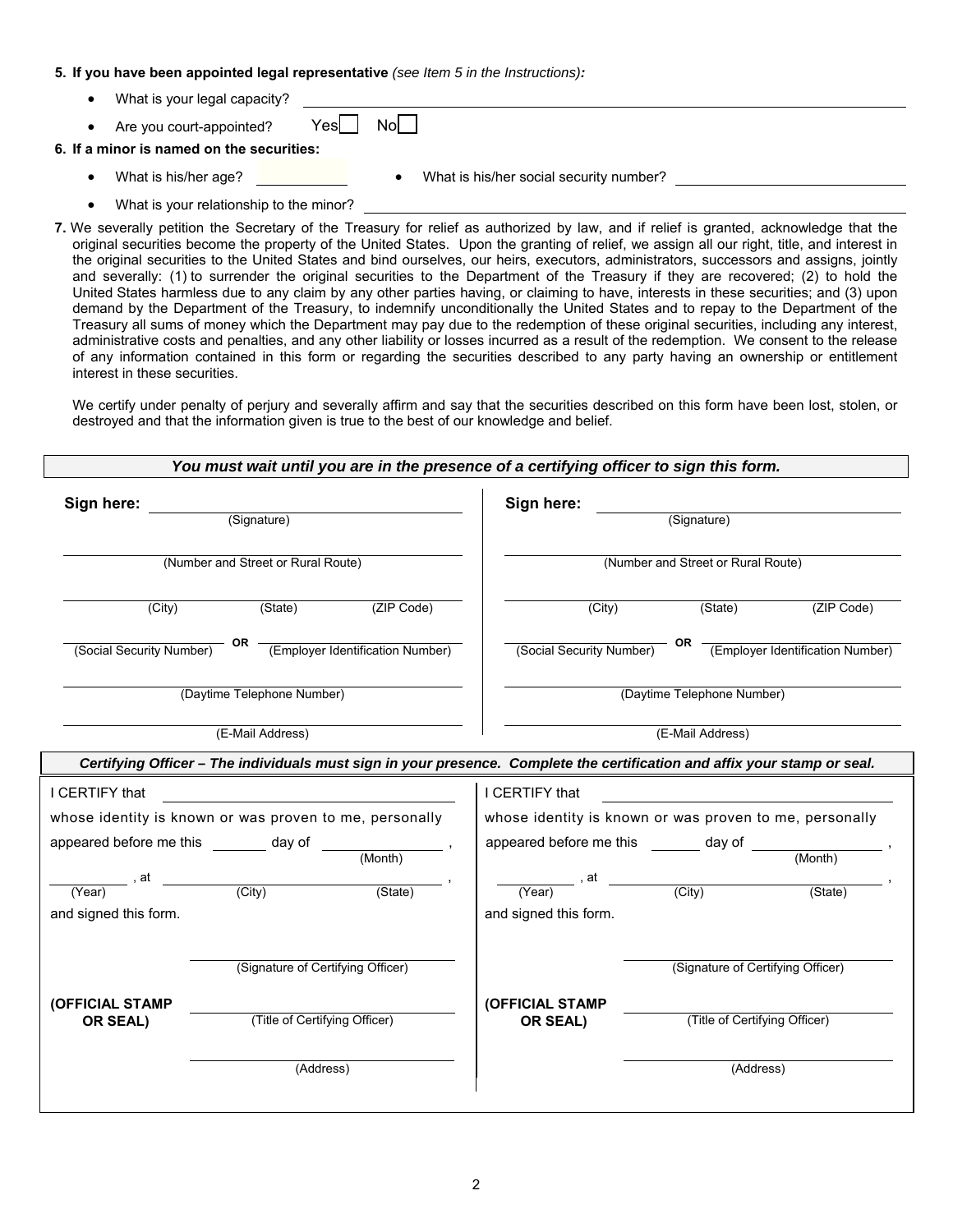**5. If you have been appointed legal representative** *(see Item 5 in the Instructions)***:**

- What is your legal capacity? ______________________________
- Are you court-appointed? Yes ☐ No ☐

**6. If a minor is named on the securities:**

- What is his/her age? __________
- What is his/her social security number? ______________________________
- What is your relationship to the minor? ______________________________

**7.** We severally petition the Secretary of the Treasury for relief as authorized by law, and if relief is granted, acknowledge that the original securities become the property of the United States. Upon the granting of relief, we assign all our right, title, and interest in the original securities to the United States and bind ourselves, our heirs, executors, administrators, successors and assigns, jointly and severally: (1) to surrender the original securities to the Department of the Treasury if they are recovered; (2) to hold the United States harmless due to any claim by any other parties having, or claiming to have, interests in these securities; and (3) upon demand by the Department of the Treasury, to indemnify unconditionally the United States and to repay to the Department of the Treasury all sums of money which the Department may pay due to the redemption of these original securities, including any interest, administrative costs and penalties, and any other liability or losses incurred as a result of the redemption. We consent to the release of any information contained in this form or regarding the securities described to any party having an ownership or entitlement interest in these securities.

We certify under penalty of perjury and severally affirm and say that the securities described on this form have been lost, stolen, or destroyed and that the information given is true to the best of our knowledge and belief.

***You must wait until you are in the presence of a certifying officer to sign this form.***

**Sign here:** ______________________________
(Signature)

______________________________
(Number and Street or Rural Route)

______________________________
(City) (State) (ZIP Code)

______________________________ **OR** ______________________________
(Social Security Number) (Employer Identification Number)

______________________________
(Daytime Telephone Number)

______________________________
(E-Mail Address)

**Sign here:** ______________________________
(Signature)

______________________________
(Number and Street or Rural Route)

______________________________
(City) (State) (ZIP Code)

______________________________ **OR** ______________________________
(Social Security Number) (Employer Identification Number)

______________________________
(Daytime Telephone Number)

______________________________
(E-Mail Address)

***Certifying Officer – The individuals must sign in your presence. Complete the certification and affix your stamp or seal.***

I CERTIFY that ______________________________
whose identity is known or was proven to me, personally appeared before me this ______ day of ______________ (Month),
__________ (Year), at ______________ (City) ______________ (State),
and signed this form.

______________________________
(Signature of Certifying Officer)

**(OFFICIAL STAMP OR SEAL)**

______________________________
(Title of Certifying Officer)

______________________________
(Address)

I CERTIFY that ______________________________
whose identity is known or was proven to me, personally appeared before me this ______ day of ______________ (Month),
__________ (Year), at ______________ (City) ______________ (State),
and signed this form.

______________________________
(Signature of Certifying Officer)

**(OFFICIAL STAMP OR SEAL)**

______________________________
(Title of Certifying Officer)

______________________________
(Address)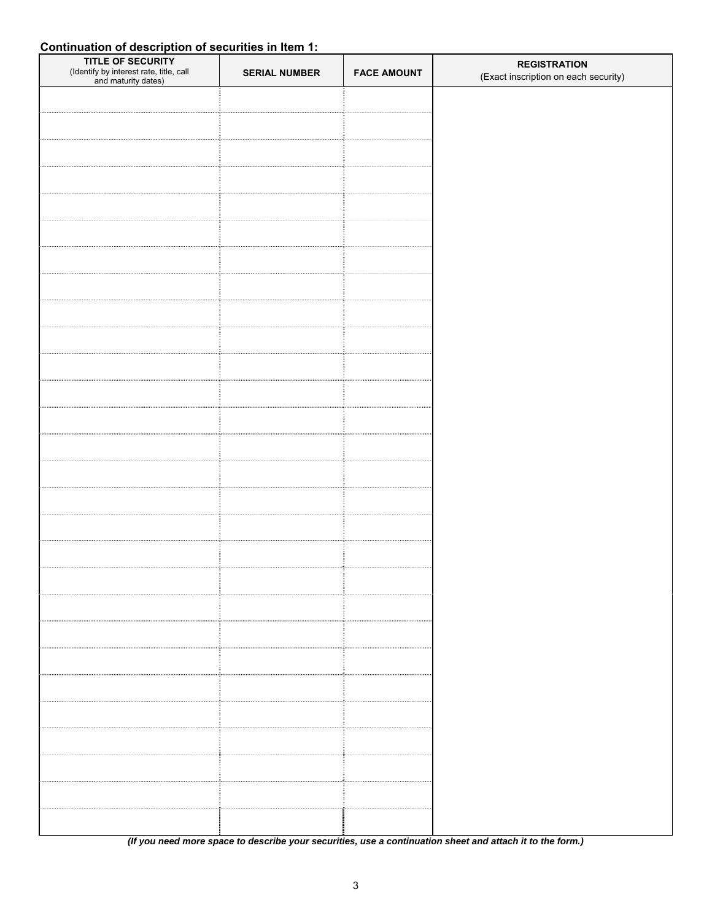**Continuation of description of securities in Item 1:**

| TITLE OF SECURITY (Identify by interest rate, title, call and maturity dates) | SERIAL NUMBER | FACE AMOUNT | REGISTRATION (Exact inscription on each security) |
|---|---|---|---|
| | | | |
| | | | |
| | | | |
| | | | |
| | | | |
| | | | |
| | | | |
| | | | |
| | | | |
| | | | |
| | | | |
| | | | |
| | | | |
| | | | |
| | | | |
| | | | |
| | | | |
| | | | |
| | | | |
| | | | |
| | | | |
| | | | |
| | | | |
| | | | |
| | | | |
| | | | |
| | | | |
| | | | |

***(If you need more space to describe your securities, use a continuation sheet and attach it to the form.)***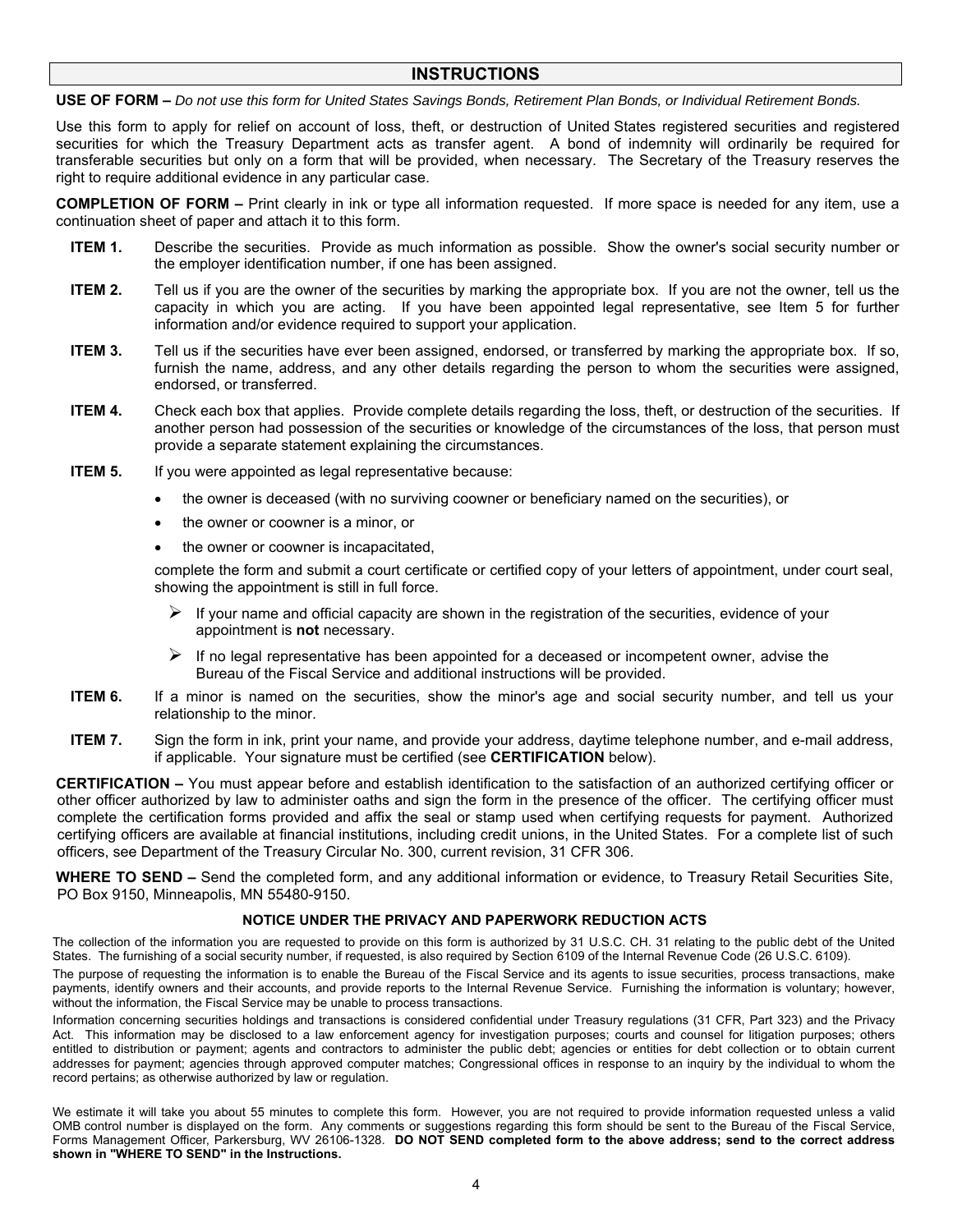## INSTRUCTIONS

**USE OF FORM –** *Do not use this form for United States Savings Bonds, Retirement Plan Bonds, or Individual Retirement Bonds.*

Use this form to apply for relief on account of loss, theft, or destruction of United States registered securities and registered securities for which the Treasury Department acts as transfer agent. A bond of indemnity will ordinarily be required for transferable securities but only on a form that will be provided, when necessary. The Secretary of the Treasury reserves the right to require additional evidence in any particular case.

**COMPLETION OF FORM –** Print clearly in ink or type all information requested. If more space is needed for any item, use a continuation sheet of paper and attach it to this form.

**ITEM 1.** Describe the securities. Provide as much information as possible. Show the owner's social security number or the employer identification number, if one has been assigned.

**ITEM 2.** Tell us if you are the owner of the securities by marking the appropriate box. If you are not the owner, tell us the capacity in which you are acting. If you have been appointed legal representative, see Item 5 for further information and/or evidence required to support your application.

**ITEM 3.** Tell us if the securities have ever been assigned, endorsed, or transferred by marking the appropriate box. If so, furnish the name, address, and any other details regarding the person to whom the securities were assigned, endorsed, or transferred.

**ITEM 4.** Check each box that applies. Provide complete details regarding the loss, theft, or destruction of the securities. If another person had possession of the securities or knowledge of the circumstances of the loss, that person must provide a separate statement explaining the circumstances.

**ITEM 5.** If you were appointed as legal representative because:

- the owner is deceased (with no surviving coowner or beneficiary named on the securities), or
- the owner or coowner is a minor, or
- the owner or coowner is incapacitated,

complete the form and submit a court certificate or certified copy of your letters of appointment, under court seal, showing the appointment is still in full force.

- If your name and official capacity are shown in the registration of the securities, evidence of your appointment is **not** necessary.
- If no legal representative has been appointed for a deceased or incompetent owner, advise the Bureau of the Fiscal Service and additional instructions will be provided.

**ITEM 6.** If a minor is named on the securities, show the minor's age and social security number, and tell us your relationship to the minor.

**ITEM 7.** Sign the form in ink, print your name, and provide your address, daytime telephone number, and e-mail address, if applicable. Your signature must be certified (see **CERTIFICATION** below).

**CERTIFICATION –** You must appear before and establish identification to the satisfaction of an authorized certifying officer or other officer authorized by law to administer oaths and sign the form in the presence of the officer. The certifying officer must complete the certification forms provided and affix the seal or stamp used when certifying requests for payment. Authorized certifying officers are available at financial institutions, including credit unions, in the United States. For a complete list of such officers, see Department of the Treasury Circular No. 300, current revision, 31 CFR 306.

**WHERE TO SEND –** Send the completed form, and any additional information or evidence, to Treasury Retail Securities Site, PO Box 9150, Minneapolis, MN 55480-9150.

### NOTICE UNDER THE PRIVACY AND PAPERWORK REDUCTION ACTS

The collection of the information you are requested to provide on this form is authorized by 31 U.S.C. CH. 31 relating to the public debt of the United States. The furnishing of a social security number, if requested, is also required by Section 6109 of the Internal Revenue Code (26 U.S.C. 6109).

The purpose of requesting the information is to enable the Bureau of the Fiscal Service and its agents to issue securities, process transactions, make payments, identify owners and their accounts, and provide reports to the Internal Revenue Service. Furnishing the information is voluntary; however, without the information, the Fiscal Service may be unable to process transactions.

Information concerning securities holdings and transactions is considered confidential under Treasury regulations (31 CFR, Part 323) and the Privacy Act. This information may be disclosed to a law enforcement agency for investigation purposes; courts and counsel for litigation purposes; others entitled to distribution or payment; agents and contractors to administer the public debt; agencies or entities for debt collection or to obtain current addresses for payment; agencies through approved computer matches; Congressional offices in response to an inquiry by the individual to whom the record pertains; as otherwise authorized by law or regulation.

We estimate it will take you about 55 minutes to complete this form. However, you are not required to provide information requested unless a valid OMB control number is displayed on the form. Any comments or suggestions regarding this form should be sent to the Bureau of the Fiscal Service, Forms Management Officer, Parkersburg, WV 26106-1328. **DO NOT SEND completed form to the above address; send to the correct address shown in "WHERE TO SEND" in the Instructions.**